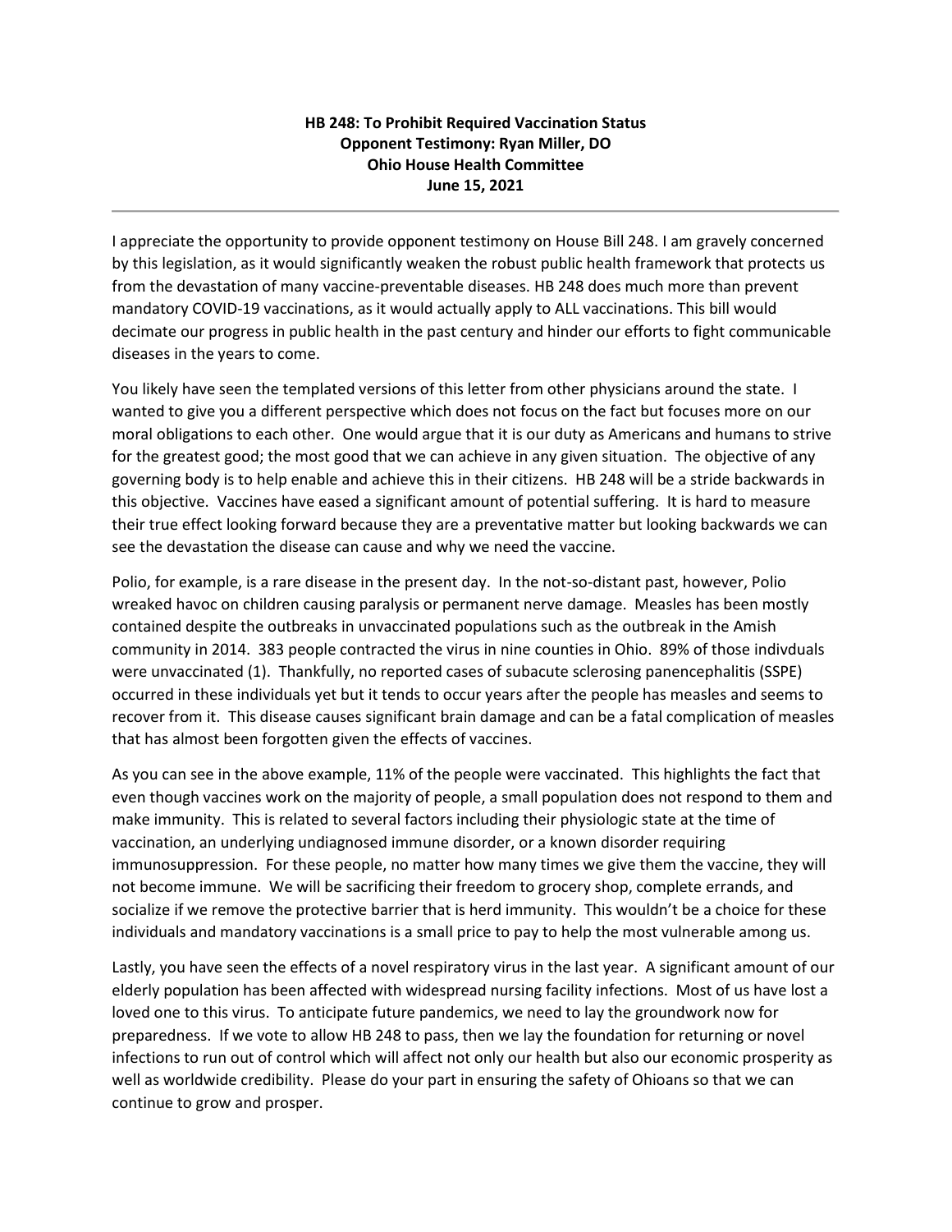**HB 248: To Prohibit Required Vaccination Status**
**Opponent Testimony: Ryan Miller, DO**
**Ohio House Health Committee**
**June 15, 2021**

---

I appreciate the opportunity to provide opponent testimony on House Bill 248. I am gravely concerned by this legislation, as it would significantly weaken the robust public health framework that protects us from the devastation of many vaccine-preventable diseases. HB 248 does much more than prevent mandatory COVID-19 vaccinations, as it would actually apply to ALL vaccinations. This bill would decimate our progress in public health in the past century and hinder our efforts to fight communicable diseases in the years to come.

You likely have seen the templated versions of this letter from other physicians around the state. I wanted to give you a different perspective which does not focus on the fact but focuses more on our moral obligations to each other. One would argue that it is our duty as Americans and humans to strive for the greatest good; the most good that we can achieve in any given situation. The objective of any governing body is to help enable and achieve this in their citizens. HB 248 will be a stride backwards in this objective. Vaccines have eased a significant amount of potential suffering. It is hard to measure their true effect looking forward because they are a preventative matter but looking backwards we can see the devastation the disease can cause and why we need the vaccine.

Polio, for example, is a rare disease in the present day. In the not-so-distant past, however, Polio wreaked havoc on children causing paralysis or permanent nerve damage. Measles has been mostly contained despite the outbreaks in unvaccinated populations such as the outbreak in the Amish community in 2014. 383 people contracted the virus in nine counties in Ohio. 89% of those indivduals were unvaccinated (1). Thankfully, no reported cases of subacute sclerosing panencephalitis (SSPE) occurred in these individuals yet but it tends to occur years after the people has measles and seems to recover from it. This disease causes significant brain damage and can be a fatal complication of measles that has almost been forgotten given the effects of vaccines.

As you can see in the above example, 11% of the people were vaccinated. This highlights the fact that even though vaccines work on the majority of people, a small population does not respond to them and make immunity. This is related to several factors including their physiologic state at the time of vaccination, an underlying undiagnosed immune disorder, or a known disorder requiring immunosuppression. For these people, no matter how many times we give them the vaccine, they will not become immune. We will be sacrificing their freedom to grocery shop, complete errands, and socialize if we remove the protective barrier that is herd immunity. This wouldn't be a choice for these individuals and mandatory vaccinations is a small price to pay to help the most vulnerable among us.

Lastly, you have seen the effects of a novel respiratory virus in the last year. A significant amount of our elderly population has been affected with widespread nursing facility infections. Most of us have lost a loved one to this virus. To anticipate future pandemics, we need to lay the groundwork now for preparedness. If we vote to allow HB 248 to pass, then we lay the foundation for returning or novel infections to run out of control which will affect not only our health but also our economic prosperity as well as worldwide credibility. Please do your part in ensuring the safety of Ohioans so that we can continue to grow and prosper.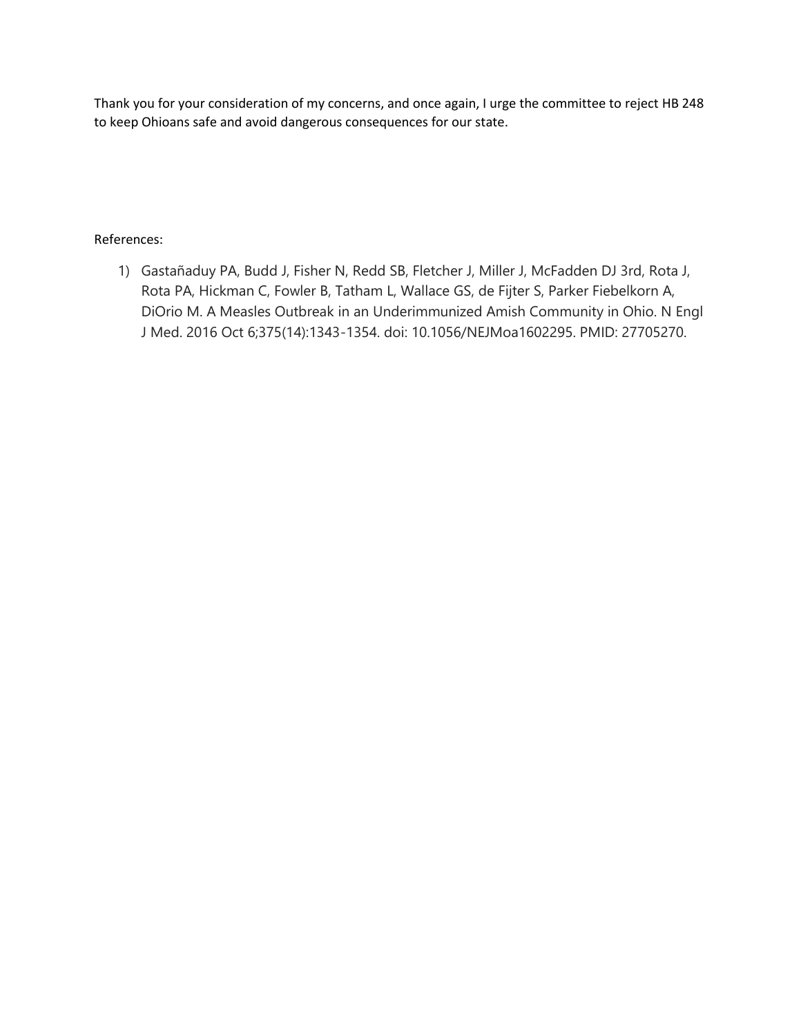Thank you for your consideration of my concerns, and once again, I urge the committee to reject HB 248 to keep Ohioans safe and avoid dangerous consequences for our state.

References:

1) Gastañaduy PA, Budd J, Fisher N, Redd SB, Fletcher J, Miller J, McFadden DJ 3rd, Rota J, Rota PA, Hickman C, Fowler B, Tatham L, Wallace GS, de Fijter S, Parker Fiebelkorn A, DiOrio M. A Measles Outbreak in an Underimmunized Amish Community in Ohio. N Engl J Med. 2016 Oct 6;375(14):1343-1354. doi: 10.1056/NEJMoa1602295. PMID: 27705270.